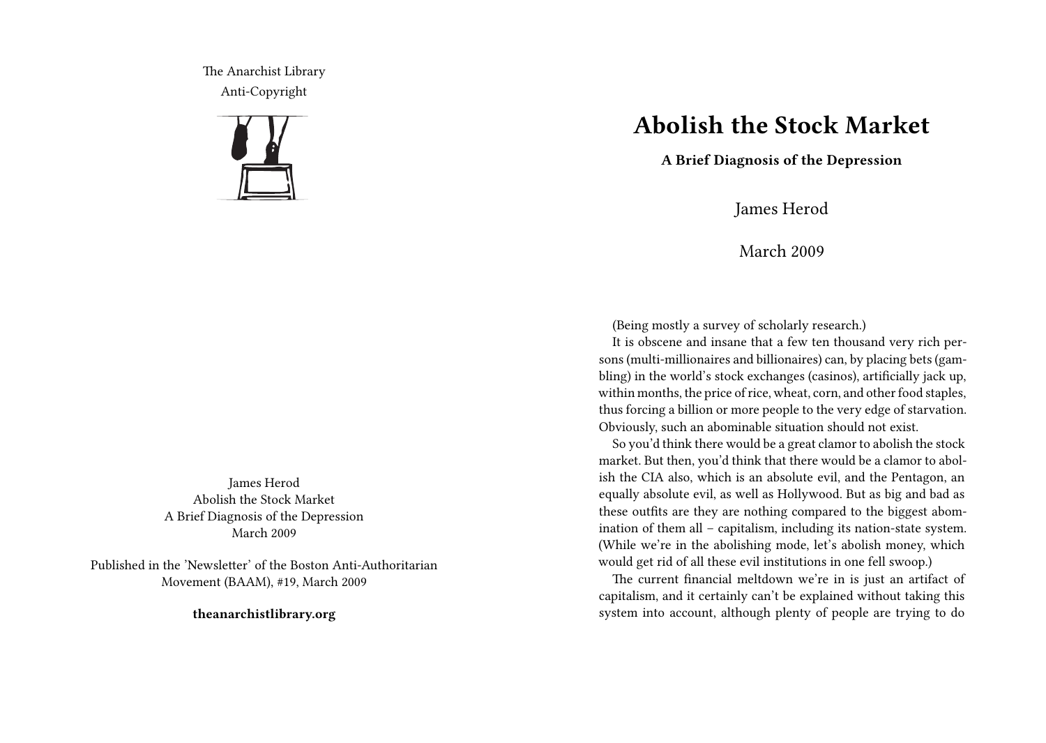The Anarchist Library
Anti-Copyright

James Herod
Abolish the Stock Market
A Brief Diagnosis of the Depression
March 2009

Published in the 'Newsletter' of the Boston Anti-Authoritarian Movement (BAAM), #19, March 2009

**theanarchistlibrary.org**

# Abolish the Stock Market

**A Brief Diagnosis of the Depression**

James Herod

March 2009

(Being mostly a survey of scholarly research.)

It is obscene and insane that a few ten thousand very rich persons (multi-millionaires and billionaires) can, by placing bets (gambling) in the world's stock exchanges (casinos), artificially jack up, within months, the price of rice, wheat, corn, and other food staples, thus forcing a billion or more people to the very edge of starvation. Obviously, such an abominable situation should not exist.

So you'd think there would be a great clamor to abolish the stock market. But then, you'd think that there would be a clamor to abolish the CIA also, which is an absolute evil, and the Pentagon, an equally absolute evil, as well as Hollywood. But as big and bad as these outfits are they are nothing compared to the biggest abomination of them all – capitalism, including its nation-state system. (While we're in the abolishing mode, let's abolish money, which would get rid of all these evil institutions in one fell swoop.)

The current financial meltdown we're in is just an artifact of capitalism, and it certainly can't be explained without taking this system into account, although plenty of people are trying to do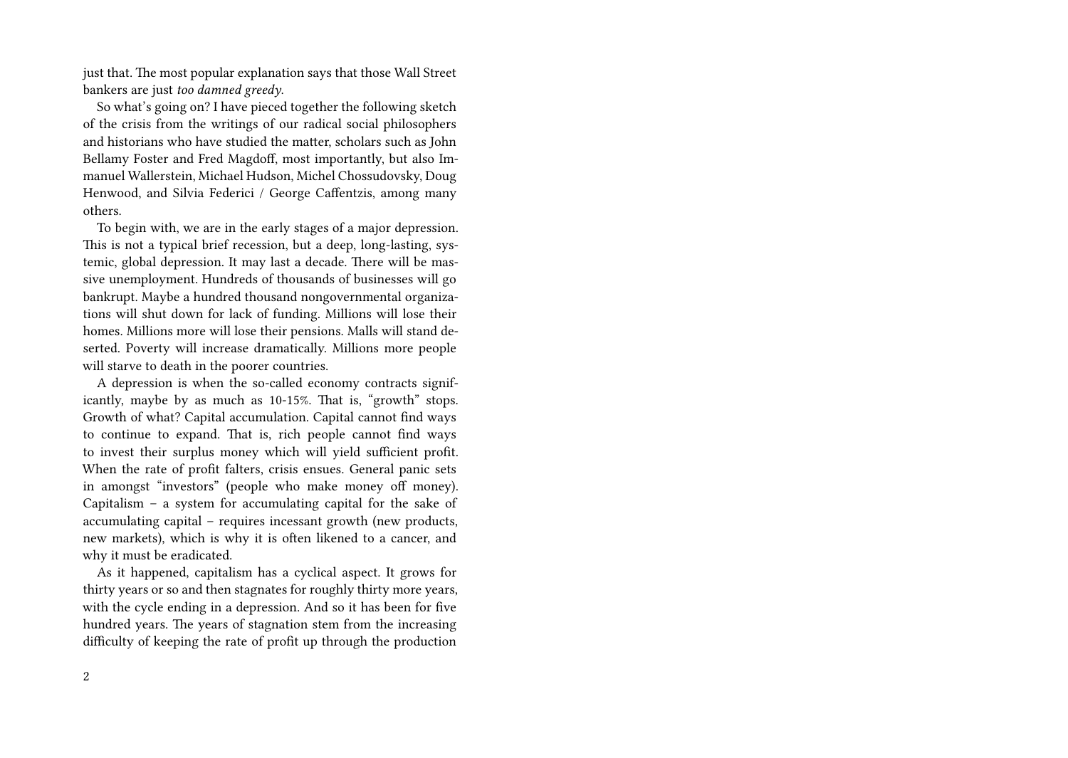just that. The most popular explanation says that those Wall Street bankers are just *too damned greedy*.

So what's going on? I have pieced together the following sketch of the crisis from the writings of our radical social philosophers and historians who have studied the matter, scholars such as John Bellamy Foster and Fred Magdoff, most importantly, but also Immanuel Wallerstein, Michael Hudson, Michel Chossudovsky, Doug Henwood, and Silvia Federici / George Caffentzis, among many others.

To begin with, we are in the early stages of a major depression. This is not a typical brief recession, but a deep, long-lasting, systemic, global depression. It may last a decade. There will be massive unemployment. Hundreds of thousands of businesses will go bankrupt. Maybe a hundred thousand nongovernmental organizations will shut down for lack of funding. Millions will lose their homes. Millions more will lose their pensions. Malls will stand deserted. Poverty will increase dramatically. Millions more people will starve to death in the poorer countries.

A depression is when the so-called economy contracts significantly, maybe by as much as 10-15%. That is, "growth" stops. Growth of what? Capital accumulation. Capital cannot find ways to continue to expand. That is, rich people cannot find ways to invest their surplus money which will yield sufficient profit. When the rate of profit falters, crisis ensues. General panic sets in amongst "investors" (people who make money off money). Capitalism – a system for accumulating capital for the sake of accumulating capital – requires incessant growth (new products, new markets), which is why it is often likened to a cancer, and why it must be eradicated.

As it happened, capitalism has a cyclical aspect. It grows for thirty years or so and then stagnates for roughly thirty more years, with the cycle ending in a depression. And so it has been for five hundred years. The years of stagnation stem from the increasing difficulty of keeping the rate of profit up through the production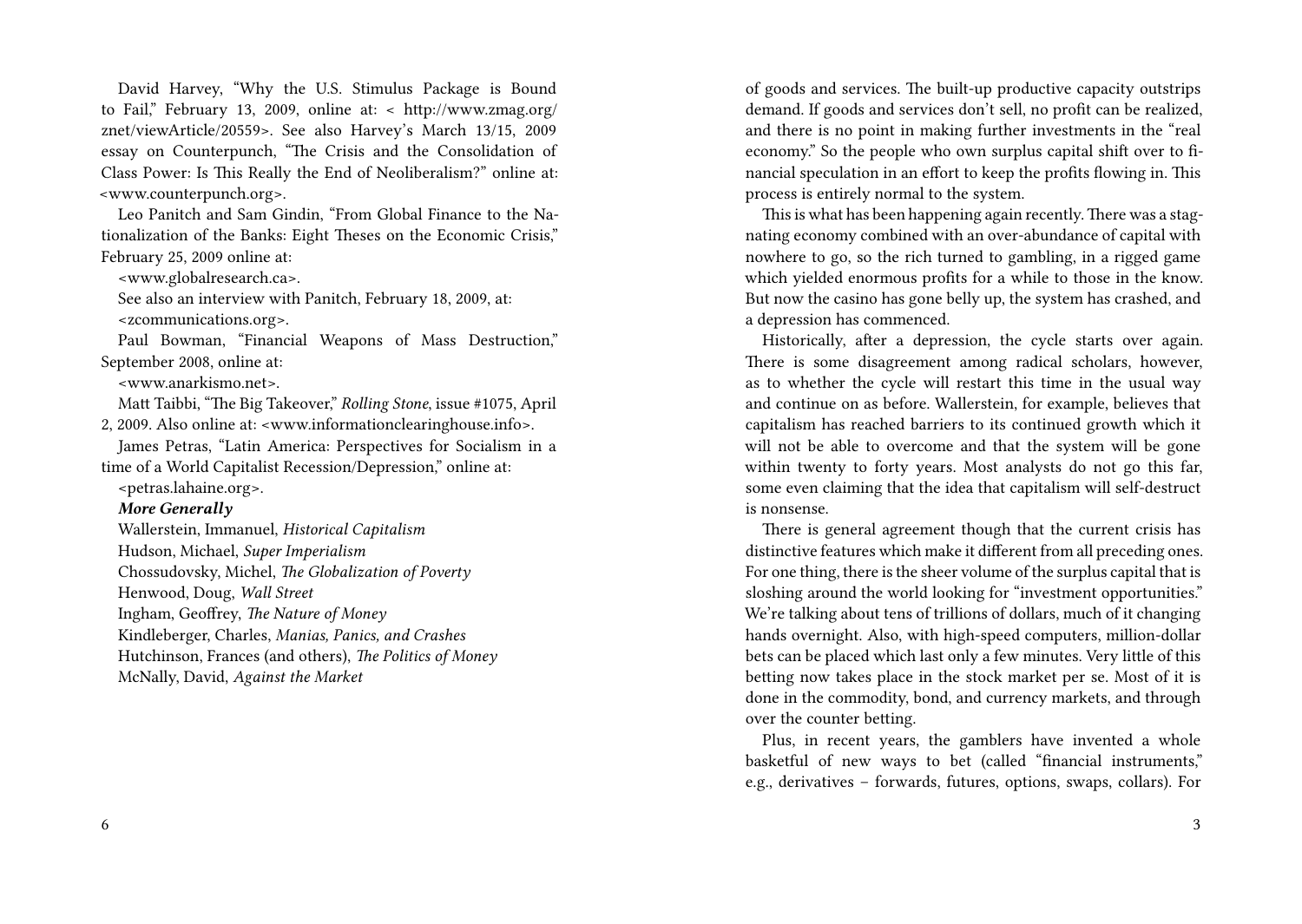David Harvey, "Why the U.S. Stimulus Package is Bound to Fail," February 13, 2009, online at: < http://www.zmag.org/znet/viewArticle/20559>. See also Harvey's March 13/15, 2009 essay on Counterpunch, "The Crisis and the Consolidation of Class Power: Is This Really the End of Neoliberalism?" online at: <www.counterpunch.org>.

Leo Panitch and Sam Gindin, "From Global Finance to the Nationalization of the Banks: Eight Theses on the Economic Crisis," February 25, 2009 online at:

<www.globalresearch.ca>.

See also an interview with Panitch, February 18, 2009, at:

<zcommunications.org>.

Paul Bowman, "Financial Weapons of Mass Destruction," September 2008, online at:

<www.anarkismo.net>.

Matt Taibbi, "The Big Takeover," *Rolling Stone*, issue #1075, April 2, 2009. Also online at: <www.informationclearinghouse.info>.

James Petras, "Latin America: Perspectives for Socialism in a time of a World Capitalist Recession/Depression," online at:

<petras.lahaine.org>.

***More Generally***

Wallerstein, Immanuel, *Historical Capitalism*

Hudson, Michael, *Super Imperialism*

Chossudovsky, Michel, *The Globalization of Poverty*

Henwood, Doug, *Wall Street*

Ingham, Geoffrey, *The Nature of Money*

Kindleberger, Charles, *Manias, Panics, and Crashes*

Hutchinson, Frances (and others), *The Politics of Money*

McNally, David, *Against the Market*

of goods and services. The built-up productive capacity outstrips demand. If goods and services don't sell, no profit can be realized, and there is no point in making further investments in the "real economy." So the people who own surplus capital shift over to financial speculation in an effort to keep the profits flowing in. This process is entirely normal to the system.

This is what has been happening again recently. There was a stagnating economy combined with an over-abundance of capital with nowhere to go, so the rich turned to gambling, in a rigged game which yielded enormous profits for a while to those in the know. But now the casino has gone belly up, the system has crashed, and a depression has commenced.

Historically, after a depression, the cycle starts over again. There is some disagreement among radical scholars, however, as to whether the cycle will restart this time in the usual way and continue on as before. Wallerstein, for example, believes that capitalism has reached barriers to its continued growth which it will not be able to overcome and that the system will be gone within twenty to forty years. Most analysts do not go this far, some even claiming that the idea that capitalism will self-destruct is nonsense.

There is general agreement though that the current crisis has distinctive features which make it different from all preceding ones. For one thing, there is the sheer volume of the surplus capital that is sloshing around the world looking for "investment opportunities." We're talking about tens of trillions of dollars, much of it changing hands overnight. Also, with high-speed computers, million-dollar bets can be placed which last only a few minutes. Very little of this betting now takes place in the stock market per se. Most of it is done in the commodity, bond, and currency markets, and through over the counter betting.

Plus, in recent years, the gamblers have invented a whole basketful of new ways to bet (called "financial instruments," e.g., derivatives – forwards, futures, options, swaps, collars). For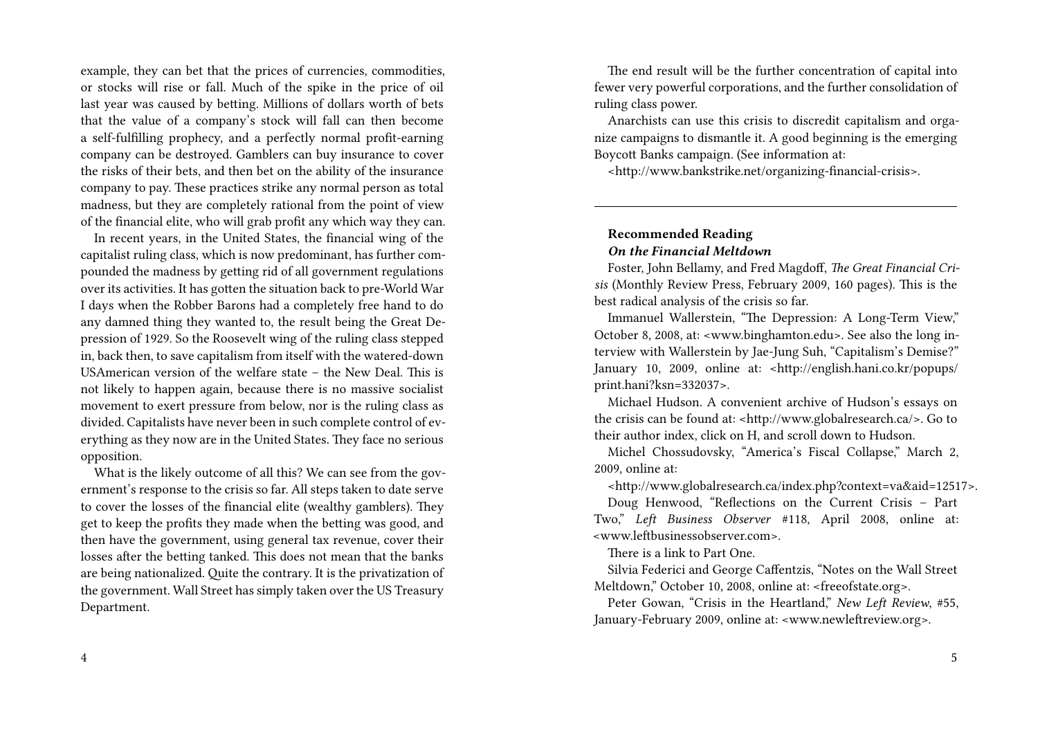example, they can bet that the prices of currencies, commodities, or stocks will rise or fall. Much of the spike in the price of oil last year was caused by betting. Millions of dollars worth of bets that the value of a company's stock will fall can then become a self-fulfilling prophecy, and a perfectly normal profit-earning company can be destroyed. Gamblers can buy insurance to cover the risks of their bets, and then bet on the ability of the insurance company to pay. These practices strike any normal person as total madness, but they are completely rational from the point of view of the financial elite, who will grab profit any which way they can.

In recent years, in the United States, the financial wing of the capitalist ruling class, which is now predominant, has further compounded the madness by getting rid of all government regulations over its activities. It has gotten the situation back to pre-World War I days when the Robber Barons had a completely free hand to do any damned thing they wanted to, the result being the Great Depression of 1929. So the Roosevelt wing of the ruling class stepped in, back then, to save capitalism from itself with the watered-down USAmerican version of the welfare state – the New Deal. This is not likely to happen again, because there is no massive socialist movement to exert pressure from below, nor is the ruling class as divided. Capitalists have never been in such complete control of everything as they now are in the United States. They face no serious opposition.

What is the likely outcome of all this? We can see from the government's response to the crisis so far. All steps taken to date serve to cover the losses of the financial elite (wealthy gamblers). They get to keep the profits they made when the betting was good, and then have the government, using general tax revenue, cover their losses after the betting tanked. This does not mean that the banks are being nationalized. Quite the contrary. It is the privatization of the government. Wall Street has simply taken over the US Treasury Department.

The end result will be the further concentration of capital into fewer very powerful corporations, and the further consolidation of ruling class power.

Anarchists can use this crisis to discredit capitalism and organize campaigns to dismantle it. A good beginning is the emerging Boycott Banks campaign. (See information at:

<http://www.bankstrike.net/organizing-financial-crisis>.

---

**Recommended Reading**

***On the Financial Meltdown***

Foster, John Bellamy, and Fred Magdoff, *The Great Financial Crisis* (Monthly Review Press, February 2009, 160 pages). This is the best radical analysis of the crisis so far.

Immanuel Wallerstein, "The Depression: A Long-Term View," October 8, 2008, at: <www.binghamton.edu>. See also the long interview with Wallerstein by Jae-Jung Suh, "Capitalism's Demise?" January 10, 2009, online at: <http://english.hani.co.kr/popups/print.hani?ksn=332037>.

Michael Hudson. A convenient archive of Hudson's essays on the crisis can be found at: <http://www.globalresearch.ca/>. Go to their author index, click on H, and scroll down to Hudson.

Michel Chossudovsky, "America's Fiscal Collapse," March 2, 2009, online at:

<http://www.globalresearch.ca/index.php?context=va&aid=12517>.

Doug Henwood, "Reflections on the Current Crisis – Part Two," *Left Business Observer* #118, April 2008, online at: <www.leftbusinessobserver.com>.

There is a link to Part One.

Silvia Federici and George Caffentzis, "Notes on the Wall Street Meltdown," October 10, 2008, online at: <freeofstate.org>.

Peter Gowan, "Crisis in the Heartland," *New Left Review*, #55, January-February 2009, online at: <www.newleftreview.org>.